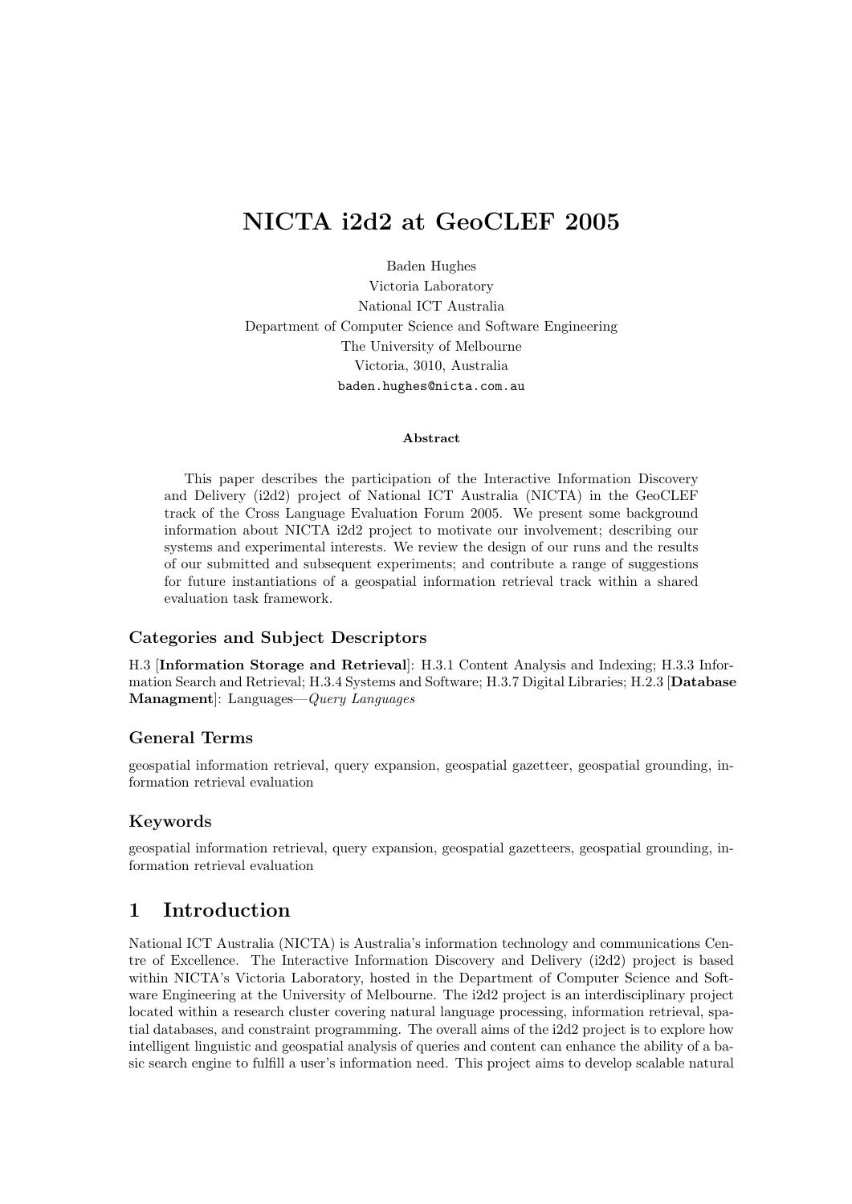# NICTA i2d2 at GeoCLEF 2005

Baden Hughes
Victoria Laboratory
National ICT Australia
Department of Computer Science and Software Engineering
The University of Melbourne
Victoria, 3010, Australia
baden.hughes@nicta.com.au

**Abstract**

This paper describes the participation of the Interactive Information Discovery and Delivery (i2d2) project of National ICT Australia (NICTA) in the GeoCLEF track of the Cross Language Evaluation Forum 2005. We present some background information about NICTA i2d2 project to motivate our involvement; describing our systems and experimental interests. We review the design of our runs and the results of our submitted and subsequent experiments; and contribute a range of suggestions for future instantiations of a geospatial information retrieval track within a shared evaluation task framework.

### Categories and Subject Descriptors

H.3 [**Information Storage and Retrieval**]: H.3.1 Content Analysis and Indexing; H.3.3 Information Search and Retrieval; H.3.4 Systems and Software; H.3.7 Digital Libraries; H.2.3 [**Database Managment**]: Languages—*Query Languages*

### General Terms

geospatial information retrieval, query expansion, geospatial gazetteer, geospatial grounding, information retrieval evaluation

### Keywords

geospatial information retrieval, query expansion, geospatial gazetteers, geospatial grounding, information retrieval evaluation

## 1 Introduction

National ICT Australia (NICTA) is Australia's information technology and communications Centre of Excellence. The Interactive Information Discovery and Delivery (i2d2) project is based within NICTA's Victoria Laboratory, hosted in the Department of Computer Science and Software Engineering at the University of Melbourne. The i2d2 project is an interdisciplinary project located within a research cluster covering natural language processing, information retrieval, spatial databases, and constraint programming. The overall aims of the i2d2 project is to explore how intelligent linguistic and geospatial analysis of queries and content can enhance the ability of a basic search engine to fulfill a user's information need. This project aims to develop scalable natural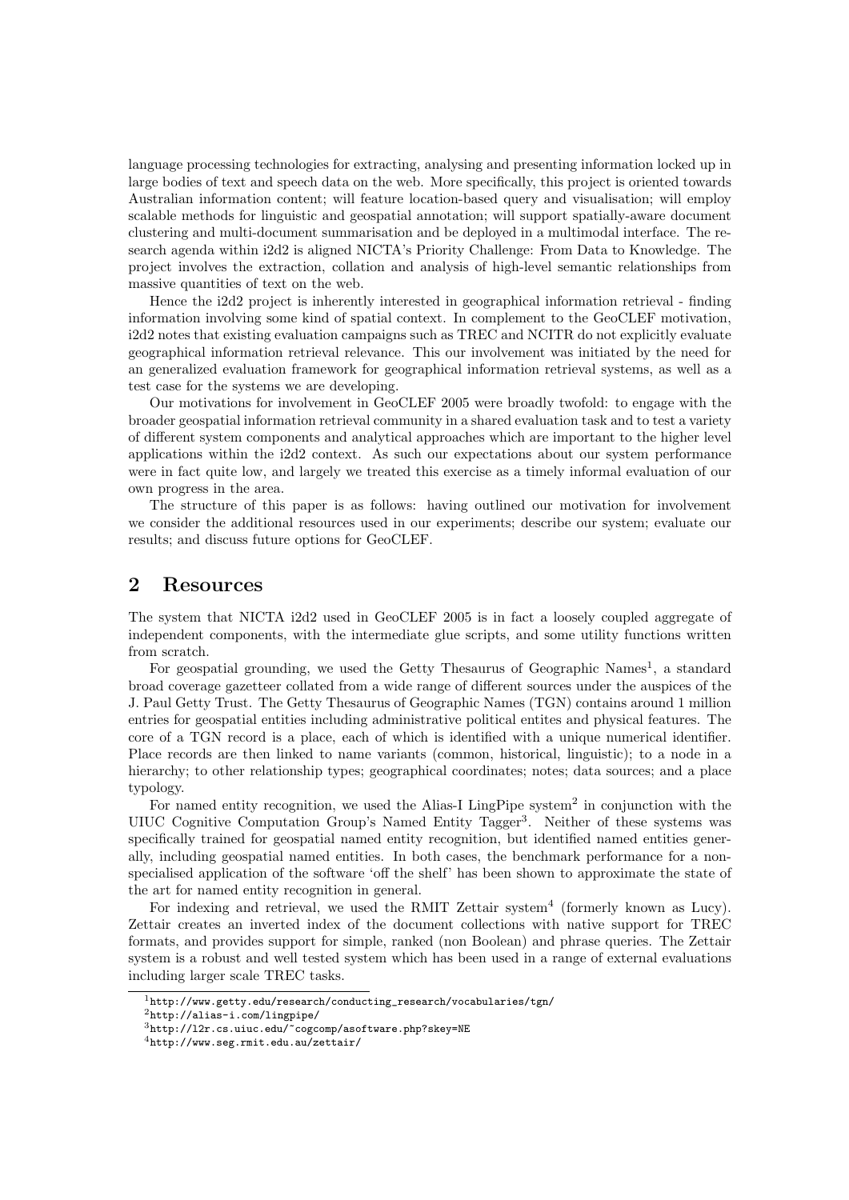language processing technologies for extracting, analysing and presenting information locked up in large bodies of text and speech data on the web. More specifically, this project is oriented towards Australian information content; will feature location-based query and visualisation; will employ scalable methods for linguistic and geospatial annotation; will support spatially-aware document clustering and multi-document summarisation and be deployed in a multimodal interface. The research agenda within i2d2 is aligned NICTA's Priority Challenge: From Data to Knowledge. The project involves the extraction, collation and analysis of high-level semantic relationships from massive quantities of text on the web.

Hence the i2d2 project is inherently interested in geographical information retrieval - finding information involving some kind of spatial context. In complement to the GeoCLEF motivation, i2d2 notes that existing evaluation campaigns such as TREC and NCITR do not explicitly evaluate geographical information retrieval relevance. This our involvement was initiated by the need for an generalized evaluation framework for geographical information retrieval systems, as well as a test case for the systems we are developing.

Our motivations for involvement in GeoCLEF 2005 were broadly twofold: to engage with the broader geospatial information retrieval community in a shared evaluation task and to test a variety of different system components and analytical approaches which are important to the higher level applications within the i2d2 context. As such our expectations about our system performance were in fact quite low, and largely we treated this exercise as a timely informal evaluation of our own progress in the area.

The structure of this paper is as follows: having outlined our motivation for involvement we consider the additional resources used in our experiments; describe our system; evaluate our results; and discuss future options for GeoCLEF.

## 2 Resources

The system that NICTA i2d2 used in GeoCLEF 2005 is in fact a loosely coupled aggregate of independent components, with the intermediate glue scripts, and some utility functions written from scratch.

For geospatial grounding, we used the Getty Thesaurus of Geographic Names[1], a standard broad coverage gazetteer collated from a wide range of different sources under the auspices of the J. Paul Getty Trust. The Getty Thesaurus of Geographic Names (TGN) contains around 1 million entries for geospatial entities including administrative political entites and physical features. The core of a TGN record is a place, each of which is identified with a unique numerical identifier. Place records are then linked to name variants (common, historical, linguistic); to a node in a hierarchy; to other relationship types; geographical coordinates; notes; data sources; and a place typology.

For named entity recognition, we used the Alias-I LingPipe system[2] in conjunction with the UIUC Cognitive Computation Group's Named Entity Tagger[3]. Neither of these systems was specifically trained for geospatial named entity recognition, but identified named entities generally, including geospatial named entities. In both cases, the benchmark performance for a non-specialised application of the software 'off the shelf' has been shown to approximate the state of the art for named entity recognition in general.

For indexing and retrieval, we used the RMIT Zettair system[4] (formerly known as Lucy). Zettair creates an inverted index of the document collections with native support for TREC formats, and provides support for simple, ranked (non Boolean) and phrase queries. The Zettair system is a robust and well tested system which has been used in a range of external evaluations including larger scale TREC tasks.

[1] http://www.getty.edu/research/conducting_research/vocabularies/tgn/

[2] http://alias-i.com/lingpipe/

[3] http://l2r.cs.uiuc.edu/~cogcomp/asoftware.php?skey=NE

[4] http://www.seg.rmit.edu.au/zettair/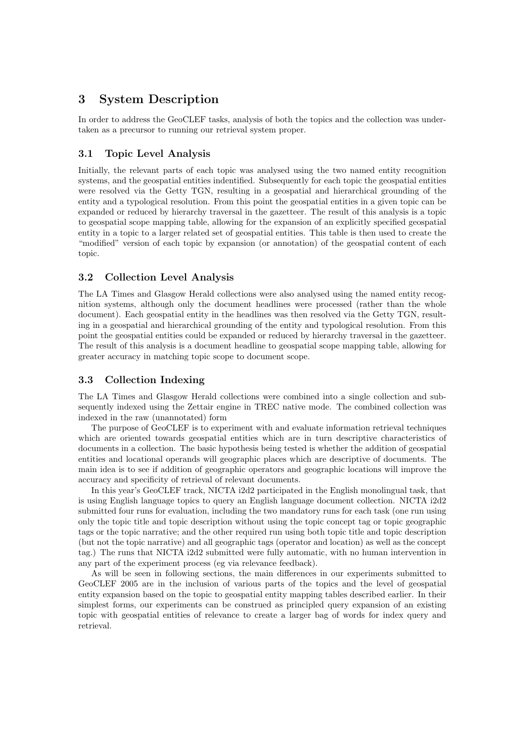## 3 System Description

In order to address the GeoCLEF tasks, analysis of both the topics and the collection was undertaken as a precursor to running our retrieval system proper.

### 3.1 Topic Level Analysis

Initially, the relevant parts of each topic was analysed using the two named entity recognition systems, and the geospatial entities indentified. Subsequently for each topic the geospatial entities were resolved via the Getty TGN, resulting in a geospatial and hierarchical grounding of the entity and a typological resolution. From this point the geospatial entities in a given topic can be expanded or reduced by hierarchy traversal in the gazetteer. The result of this analysis is a topic to geospatial scope mapping table, allowing for the expansion of an explicitly specified geospatial entity in a topic to a larger related set of geospatial entities. This table is then used to create the "modified" version of each topic by expansion (or annotation) of the geospatial content of each topic.

### 3.2 Collection Level Analysis

The LA Times and Glasgow Herald collections were also analysed using the named entity recognition systems, although only the document headlines were processed (rather than the whole document). Each geospatial entity in the headlines was then resolved via the Getty TGN, resulting in a geospatial and hierarchical grounding of the entity and typological resolution. From this point the geospatial entities could be expanded or reduced by hierarchy traversal in the gazetteer. The result of this analysis is a document headline to geospatial scope mapping table, allowing for greater accuracy in matching topic scope to document scope.

### 3.3 Collection Indexing

The LA Times and Glasgow Herald collections were combined into a single collection and subsequently indexed using the Zettair engine in TREC native mode. The combined collection was indexed in the raw (unannotated) form

The purpose of GeoCLEF is to experiment with and evaluate information retrieval techniques which are oriented towards geospatial entities which are in turn descriptive characteristics of documents in a collection. The basic hypothesis being tested is whether the addition of geospatial entities and locational operands will geographic places which are descriptive of documents. The main idea is to see if addition of geographic operators and geographic locations will improve the accuracy and specificity of retrieval of relevant documents.

In this year's GeoCLEF track, NICTA i2d2 participated in the English monolingual task, that is using English language topics to query an English language document collection. NICTA i2d2 submitted four runs for evaluation, including the two mandatory runs for each task (one run using only the topic title and topic description without using the topic concept tag or topic geographic tags or the topic narrative; and the other required run using both topic title and topic description (but not the topic narrative) and all geographic tags (operator and location) as well as the concept tag.) The runs that NICTA i2d2 submitted were fully automatic, with no human intervention in any part of the experiment process (eg via relevance feedback).

As will be seen in following sections, the main differences in our experiments submitted to GeoCLEF 2005 are in the inclusion of various parts of the topics and the level of geospatial entity expansion based on the topic to geospatial entity mapping tables described earlier. In their simplest forms, our experiments can be construed as principled query expansion of an existing topic with geospatial entities of relevance to create a larger bag of words for index query and retrieval.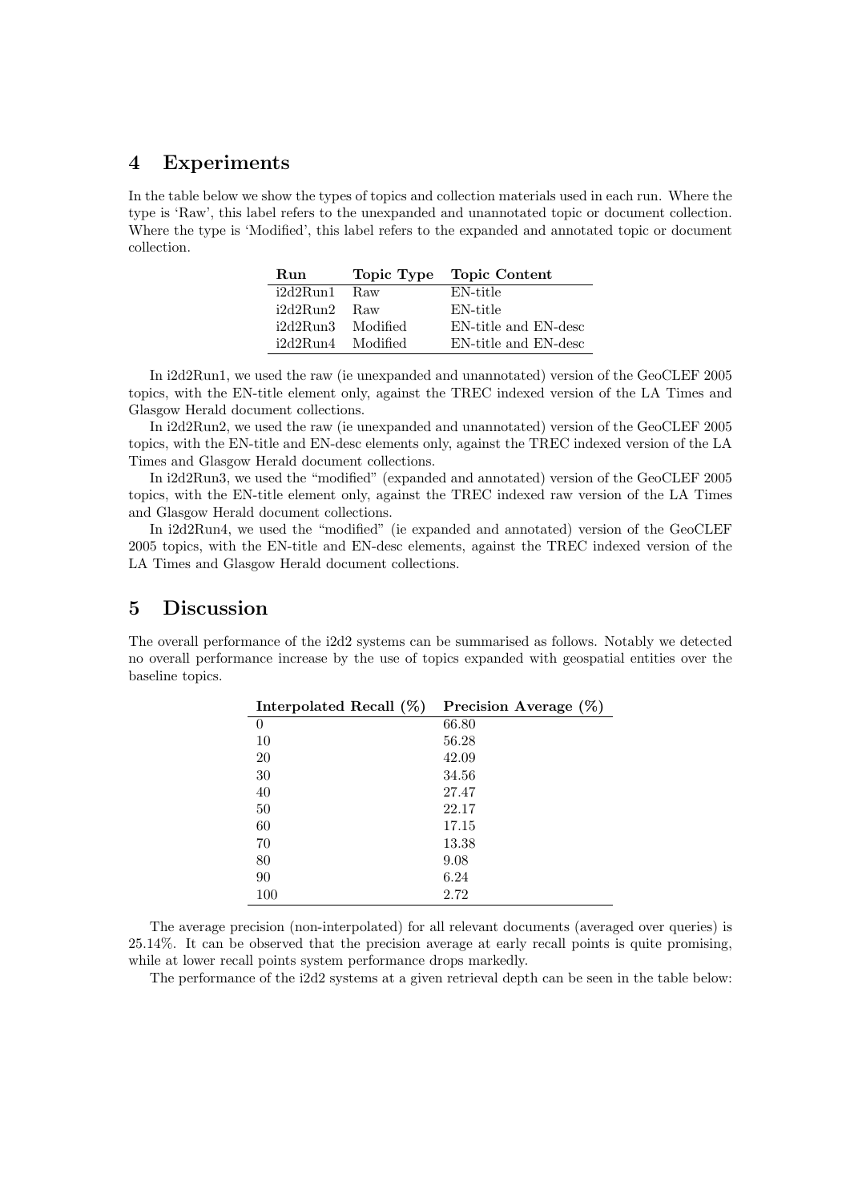## 4 Experiments

In the table below we show the types of topics and collection materials used in each run. Where the type is 'Raw', this label refers to the unexpanded and unannotated topic or document collection. Where the type is 'Modified', this label refers to the expanded and annotated topic or document collection.

| Run | Topic Type | Topic Content |
|---|---|---|
| i2d2Run1 | Raw | EN-title |
| i2d2Run2 | Raw | EN-title |
| i2d2Run3 | Modified | EN-title and EN-desc |
| i2d2Run4 | Modified | EN-title and EN-desc |

In i2d2Run1, we used the raw (ie unexpanded and unannotated) version of the GeoCLEF 2005 topics, with the EN-title element only, against the TREC indexed version of the LA Times and Glasgow Herald document collections.

In i2d2Run2, we used the raw (ie unexpanded and unannotated) version of the GeoCLEF 2005 topics, with the EN-title and EN-desc elements only, against the TREC indexed version of the LA Times and Glasgow Herald document collections.

In i2d2Run3, we used the "modified" (expanded and annotated) version of the GeoCLEF 2005 topics, with the EN-title element only, against the TREC indexed raw version of the LA Times and Glasgow Herald document collections.

In i2d2Run4, we used the "modified" (ie expanded and annotated) version of the GeoCLEF 2005 topics, with the EN-title and EN-desc elements, against the TREC indexed version of the LA Times and Glasgow Herald document collections.

## 5 Discussion

The overall performance of the i2d2 systems can be summarised as follows. Notably we detected no overall performance increase by the use of topics expanded with geospatial entities over the baseline topics.

| Interpolated Recall (%) | Precision Average (%) |
|---|---|
| 0 | 66.80 |
| 10 | 56.28 |
| 20 | 42.09 |
| 30 | 34.56 |
| 40 | 27.47 |
| 50 | 22.17 |
| 60 | 17.15 |
| 70 | 13.38 |
| 80 | 9.08 |
| 90 | 6.24 |
| 100 | 2.72 |

The average precision (non-interpolated) for all relevant documents (averaged over queries) is 25.14%. It can be observed that the precision average at early recall points is quite promising, while at lower recall points system performance drops markedly.

The performance of the i2d2 systems at a given retrieval depth can be seen in the table below: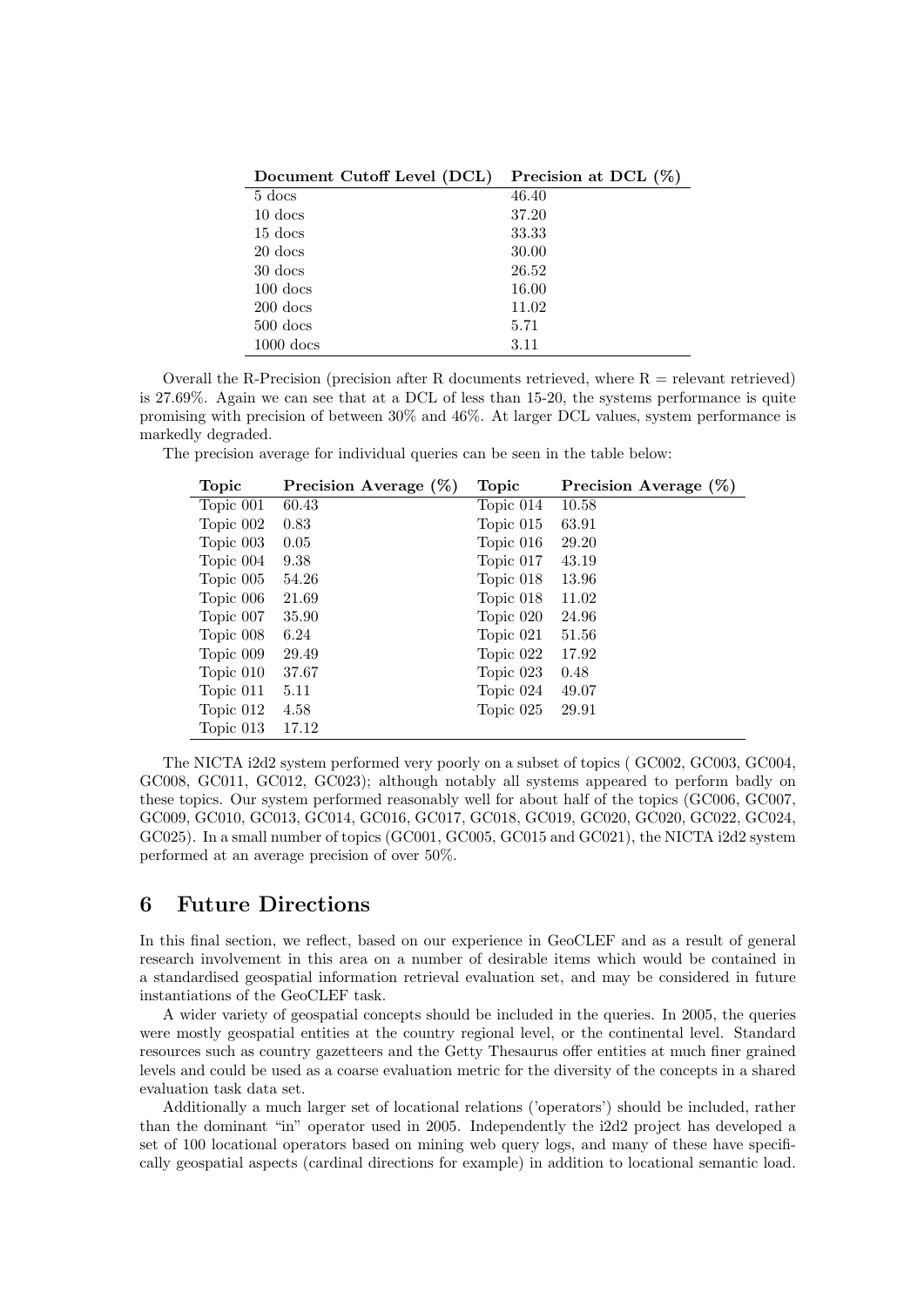| Document Cutoff Level (DCL) | Precision at DCL (%) |
|---|---|
| 5 docs | 46.40 |
| 10 docs | 37.20 |
| 15 docs | 33.33 |
| 20 docs | 30.00 |
| 30 docs | 26.52 |
| 100 docs | 16.00 |
| 200 docs | 11.02 |
| 500 docs | 5.71 |
| 1000 docs | 3.11 |

Overall the R-Precision (precision after R documents retrieved, where R = relevant retrieved) is 27.69%. Again we can see that at a DCL of less than 15-20, the systems performance is quite promising with precision of between 30% and 46%. At larger DCL values, system performance is markedly degraded.

The precision average for individual queries can be seen in the table below:

| Topic | Precision Average (%) | Topic | Precision Average (%) |
|---|---|---|---|
| Topic 001 | 60.43 | Topic 014 | 10.58 |
| Topic 002 | 0.83 | Topic 015 | 63.91 |
| Topic 003 | 0.05 | Topic 016 | 29.20 |
| Topic 004 | 9.38 | Topic 017 | 43.19 |
| Topic 005 | 54.26 | Topic 018 | 13.96 |
| Topic 006 | 21.69 | Topic 018 | 11.02 |
| Topic 007 | 35.90 | Topic 020 | 24.96 |
| Topic 008 | 6.24 | Topic 021 | 51.56 |
| Topic 009 | 29.49 | Topic 022 | 17.92 |
| Topic 010 | 37.67 | Topic 023 | 0.48 |
| Topic 011 | 5.11 | Topic 024 | 49.07 |
| Topic 012 | 4.58 | Topic 025 | 29.91 |
| Topic 013 | 17.12 | | |

The NICTA i2d2 system performed very poorly on a subset of topics ( GC002, GC003, GC004, GC008, GC011, GC012, GC023); although notably all systems appeared to perform badly on these topics. Our system performed reasonably well for about half of the topics (GC006, GC007, GC009, GC010, GC013, GC014, GC016, GC017, GC018, GC019, GC020, GC020, GC022, GC024, GC025). In a small number of topics (GC001, GC005, GC015 and GC021), the NICTA i2d2 system performed at an average precision of over 50%.

## 6 Future Directions

In this final section, we reflect, based on our experience in GeoCLEF and as a result of general research involvement in this area on a number of desirable items which would be contained in a standardised geospatial information retrieval evaluation set, and may be considered in future instantiations of the GeoCLEF task.

A wider variety of geospatial concepts should be included in the queries. In 2005, the queries were mostly geospatial entities at the country regional level, or the continental level. Standard resources such as country gazetteers and the Getty Thesaurus offer entities at much finer grained levels and could be used as a coarse evaluation metric for the diversity of the concepts in a shared evaluation task data set.

Additionally a much larger set of locational relations ('operators') should be included, rather than the dominant "in" operator used in 2005. Independently the i2d2 project has developed a set of 100 locational operators based on mining web query logs, and many of these have specifically geospatial aspects (cardinal directions for example) in addition to locational semantic load.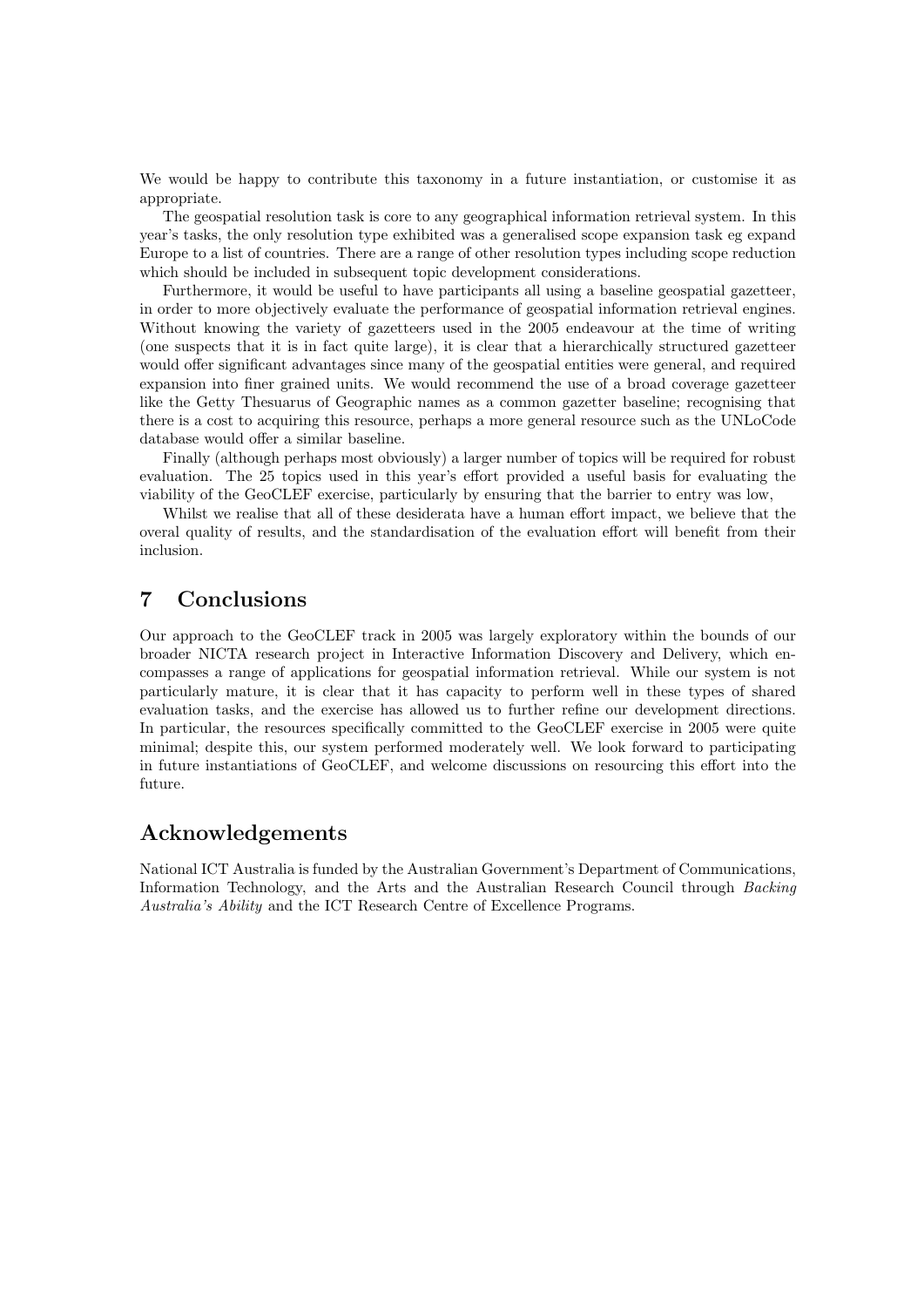We would be happy to contribute this taxonomy in a future instantiation, or customise it as appropriate.

The geospatial resolution task is core to any geographical information retrieval system. In this year's tasks, the only resolution type exhibited was a generalised scope expansion task eg expand Europe to a list of countries. There are a range of other resolution types including scope reduction which should be included in subsequent topic development considerations.

Furthermore, it would be useful to have participants all using a baseline geospatial gazetteer, in order to more objectively evaluate the performance of geospatial information retrieval engines. Without knowing the variety of gazetteers used in the 2005 endeavour at the time of writing (one suspects that it is in fact quite large), it is clear that a hierarchically structured gazetteer would offer significant advantages since many of the geospatial entities were general, and required expansion into finer grained units. We would recommend the use of a broad coverage gazetteer like the Getty Thesuarus of Geographic names as a common gazetter baseline; recognising that there is a cost to acquiring this resource, perhaps a more general resource such as the UNLoCode database would offer a similar baseline.

Finally (although perhaps most obviously) a larger number of topics will be required for robust evaluation. The 25 topics used in this year's effort provided a useful basis for evaluating the viability of the GeoCLEF exercise, particularly by ensuring that the barrier to entry was low,

Whilst we realise that all of these desiderata have a human effort impact, we believe that the overal quality of results, and the standardisation of the evaluation effort will benefit from their inclusion.

## 7 Conclusions

Our approach to the GeoCLEF track in 2005 was largely exploratory within the bounds of our broader NICTA research project in Interactive Information Discovery and Delivery, which encompasses a range of applications for geospatial information retrieval. While our system is not particularly mature, it is clear that it has capacity to perform well in these types of shared evaluation tasks, and the exercise has allowed us to further refine our development directions. In particular, the resources specifically committed to the GeoCLEF exercise in 2005 were quite minimal; despite this, our system performed moderately well. We look forward to participating in future instantiations of GeoCLEF, and welcome discussions on resourcing this effort into the future.

## Acknowledgements

National ICT Australia is funded by the Australian Government's Department of Communications, Information Technology, and the Arts and the Australian Research Council through *Backing Australia's Ability* and the ICT Research Centre of Excellence Programs.